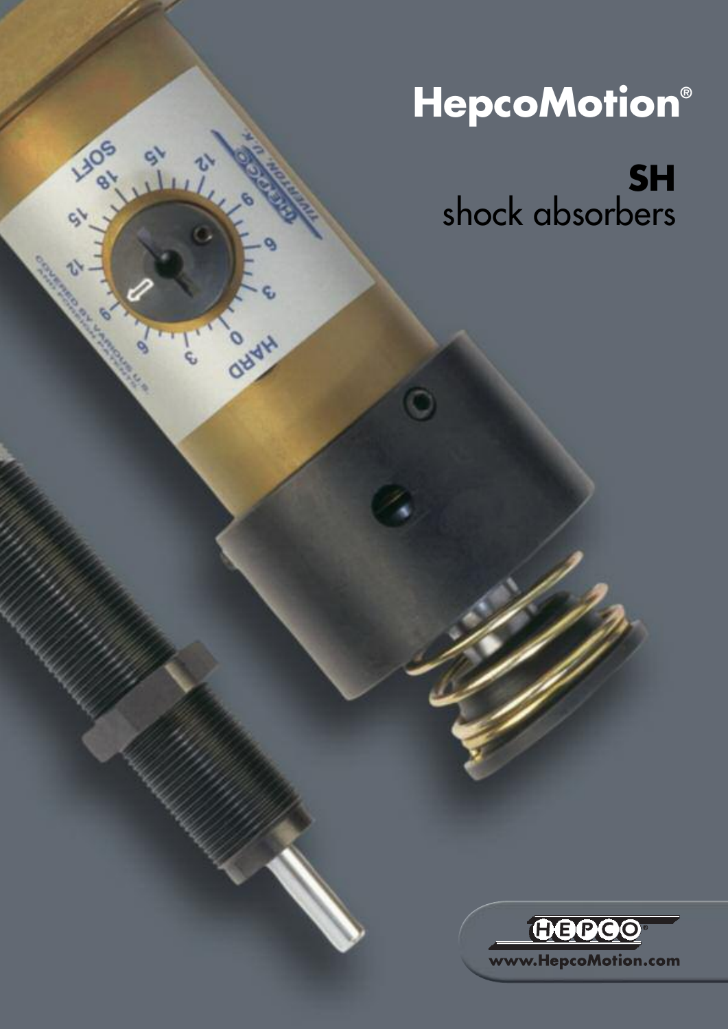# HepcoMotion®

## SH
shock absorbers

www.HepcoMotion.com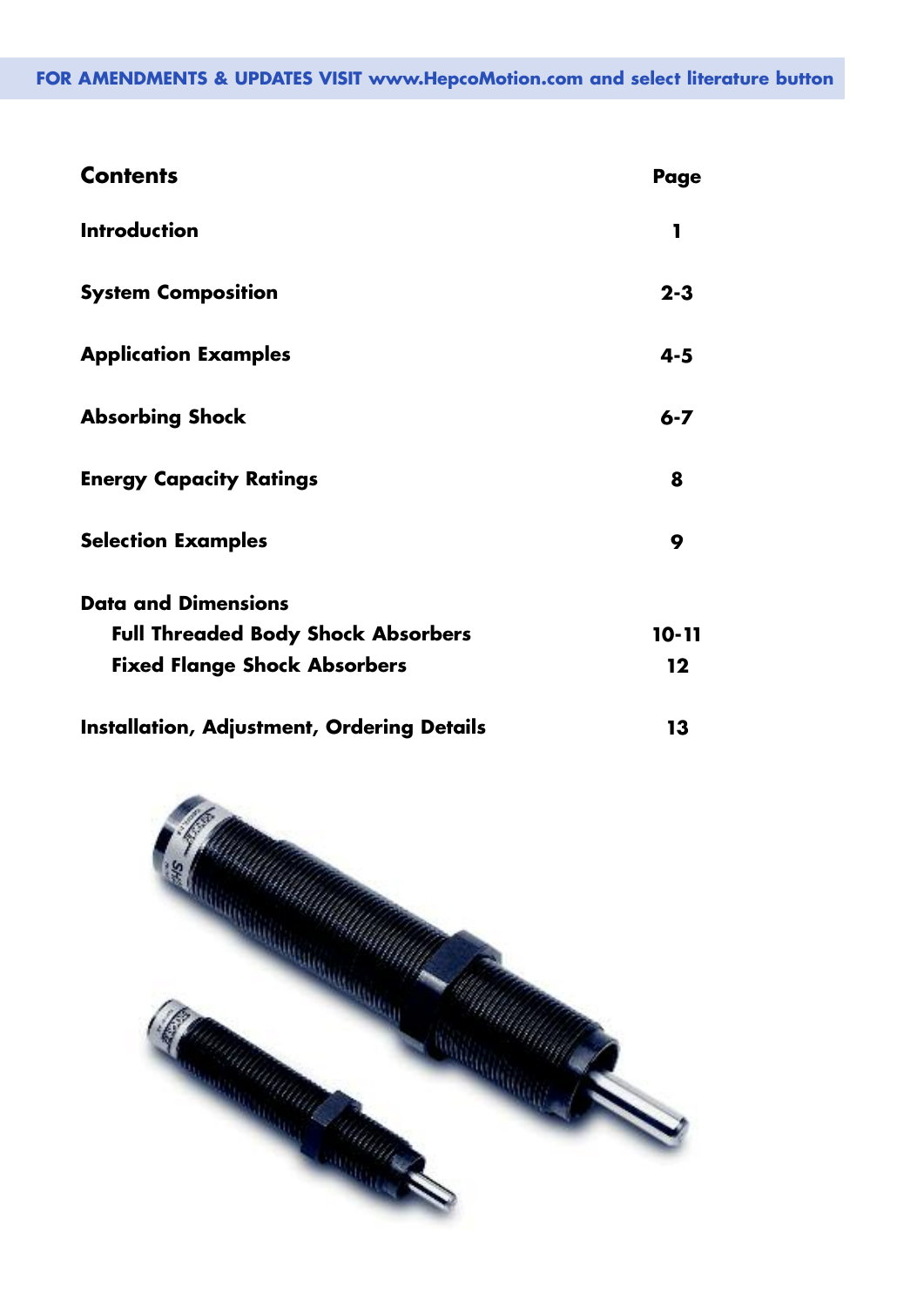FOR AMENDMENTS & UPDATES VISIT www.HepcoMotion.com and select literature button

## Contents

| Contents | Page |
|---|---|
| **Introduction** | 1 |
| **System Composition** | 2-3 |
| **Application Examples** | 4-5 |
| **Absorbing Shock** | 6-7 |
| **Energy Capacity Ratings** | 8 |
| **Selection Examples** | 9 |
| **Data and Dimensions** | |
| Full Threaded Body Shock Absorbers | 10-11 |
| Fixed Flange Shock Absorbers | 12 |
| **Installation, Adjustment, Ordering Details** | 13 |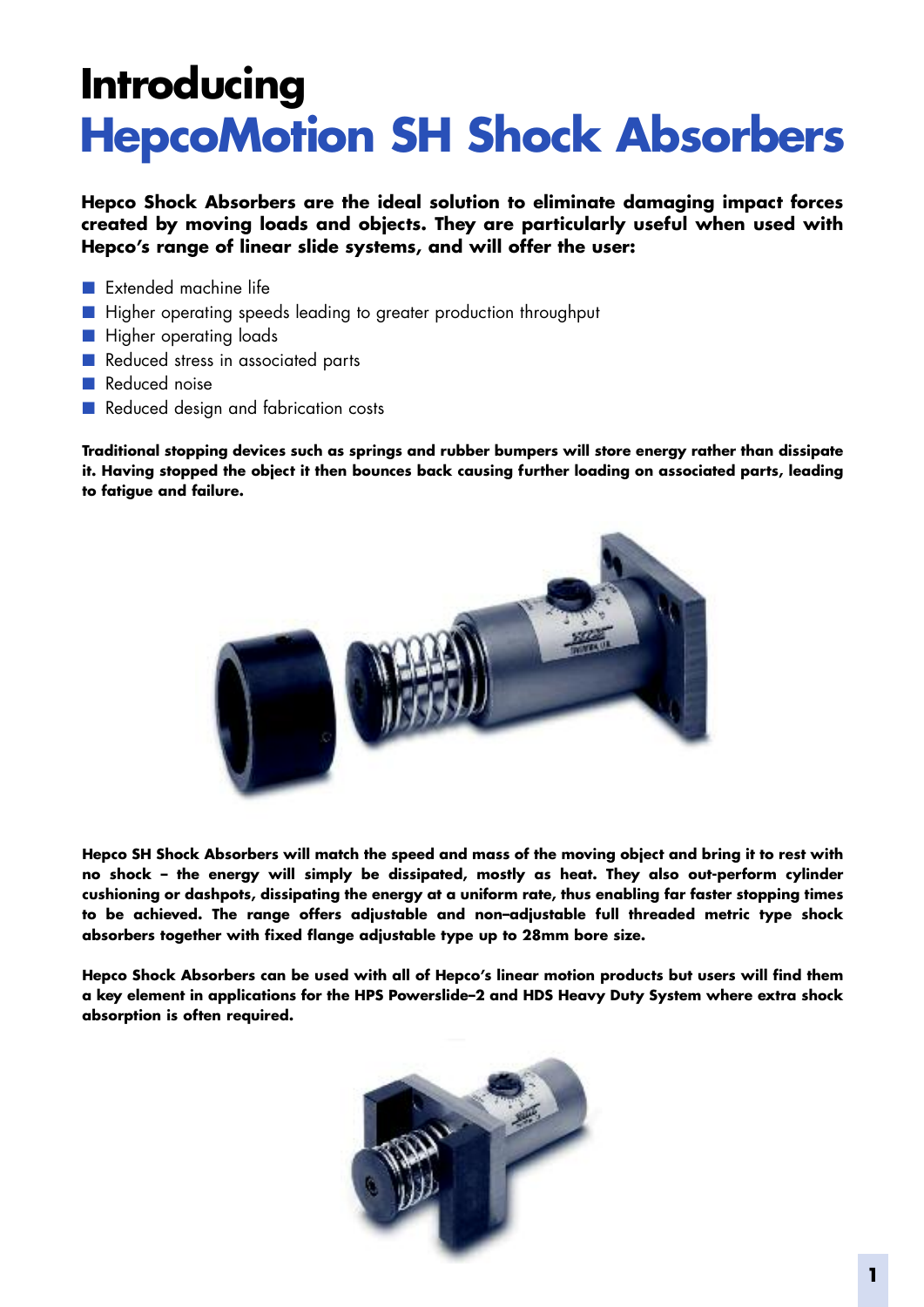# Introducing
# HepcoMotion SH Shock Absorbers

**Hepco Shock Absorbers are the ideal solution to eliminate damaging impact forces created by moving loads and objects. They are particularly useful when used with Hepco's range of linear slide systems, and will offer the user:**

- Extended machine life
- Higher operating speeds leading to greater production throughput
- Higher operating loads
- Reduced stress in associated parts
- Reduced noise
- Reduced design and fabrication costs

**Traditional stopping devices such as springs and rubber bumpers will store energy rather than dissipate it. Having stopped the object it then bounces back causing further loading on associated parts, leading to fatigue and failure.**

**Hepco SH Shock Absorbers will match the speed and mass of the moving object and bring it to rest with no shock – the energy will simply be dissipated, mostly as heat. They also out-perform cylinder cushioning or dashpots, dissipating the energy at a uniform rate, thus enabling far faster stopping times to be achieved. The range offers adjustable and non–adjustable full threaded metric type shock absorbers together with fixed flange adjustable type up to 28mm bore size.**

**Hepco Shock Absorbers can be used with all of Hepco's linear motion products but users will find them a key element in applications for the HPS Powerslide–2 and HDS Heavy Duty System where extra shock absorption is often required.**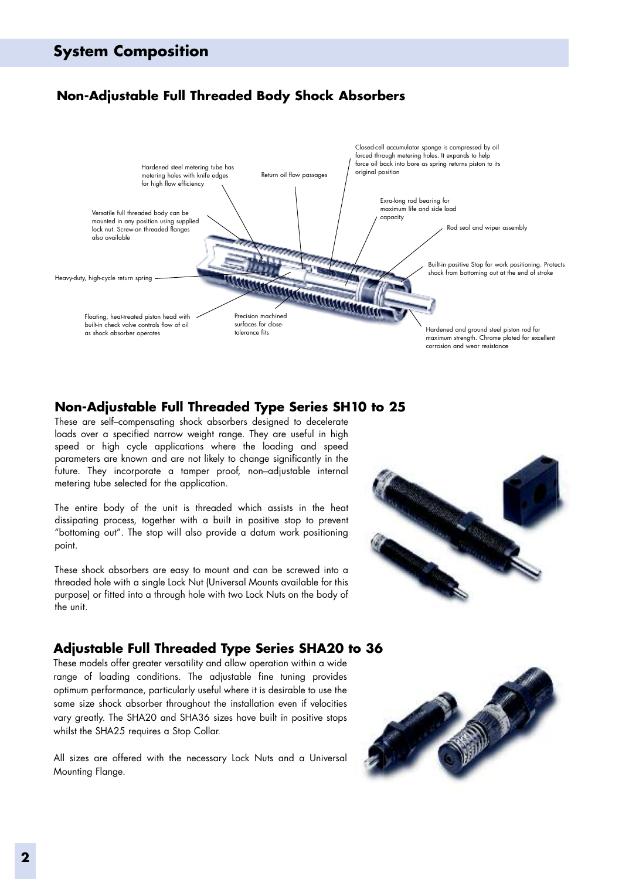## System Composition

### Non-Adjustable Full Threaded Body Shock Absorbers

Hardened steel metering tube has metering holes with knife edges for high flow efficiency

Return oil flow passages

Closed-cell accumulator sponge is compressed by oil forced through metering holes. It expands to help force oil back into bore as spring returns piston to its original position

Versatile full threaded body can be mounted in any position using supplied lock nut. Screw-on threaded flanges also available

Exra-long rod bearing for maximum life and side load capacity

Rod seal and wiper assembly

Built-in positive Stop for work positioning. Protects shock from bottoming out at the end of stroke

Heavy-duty, high-cycle return spring

Floating, heat-treated piston head with built-in check valve controls flow of oil as shock absorber operates

Precision machined surfaces for close-tolerance fits

Hardened and ground steel piston rod for maximum strength. Chrome plated for excellent corrosion and wear resistance

### Non-Adjustable Full Threaded Type Series SH10 to 25

These are self–compensating shock absorbers designed to decelerate loads over a specified narrow weight range. They are useful in high speed or high cycle applications where the loading and speed parameters are known and are not likely to change significantly in the future. They incorporate a tamper proof, non–adjustable internal metering tube selected for the application.

The entire body of the unit is threaded which assists in the heat dissipating process, together with a built in positive stop to prevent "bottoming out". The stop will also provide a datum work positioning point.

These shock absorbers are easy to mount and can be screwed into a threaded hole with a single Lock Nut (Universal Mounts available for this purpose) or fitted into a through hole with two Lock Nuts on the body of the unit.

### Adjustable Full Threaded Type Series SHA20 to 36

These models offer greater versatility and allow operation within a wide range of loading conditions. The adjustable fine tuning provides optimum performance, particularly useful where it is desirable to use the same size shock absorber throughout the installation even if velocities vary greatly. The SHA20 and SHA36 sizes have built in positive stops whilst the SHA25 requires a Stop Collar.

All sizes are offered with the necessary Lock Nuts and a Universal Mounting Flange.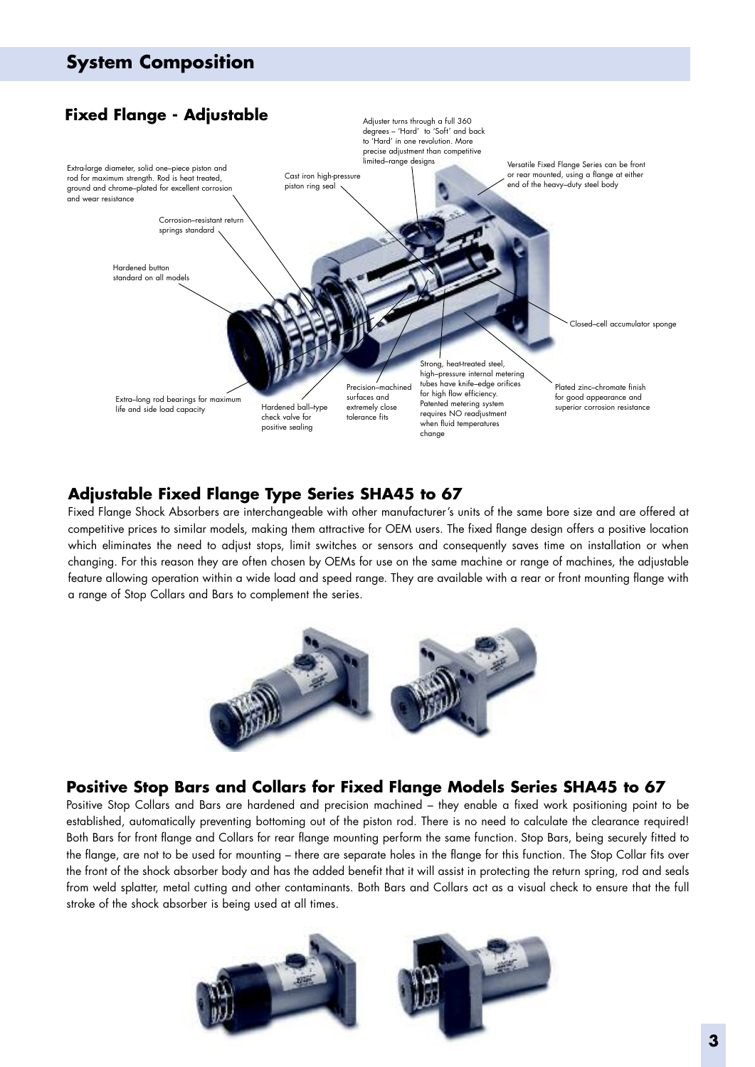# System Composition

## Fixed Flange - Adjustable

Adjuster turns through a full 360 degrees – 'Hard' to 'Soft' and back to 'Hard' in one revolution. More precise adjustment than competitive limited–range designs

Extra-large diameter, solid one–piece piston and rod for maximum strength. Rod is heat treated, ground and chrome–plated for excellent corrosion and wear resistance

Cast iron high-pressure piston ring seal

Versatile Fixed Flange Series can be front or rear mounted, using a flange at either end of the heavy–duty steel body

Corrosion–resistant return springs standard

Hardened button standard on all models

Closed–cell accumulator sponge

Extra–long rod bearings for maximum life and side load capacity

Hardened ball–type check valve for positive sealing

Precision–machined surfaces and extremely close tolerance fits

Strong, heat-treated steel, high–pressure internal metering tubes have knife–edge orifices for high flow efficiency. Patented metering system requires NO readjustment when fluid temperatures change

Plated zinc–chromate finish for good appearance and superior corrosion resistance

### Adjustable Fixed Flange Type Series SHA45 to 67

Fixed Flange Shock Absorbers are interchangeable with other manufacturer's units of the same bore size and are offered at competitive prices to similar models, making them attractive for OEM users. The fixed flange design offers a positive location which eliminates the need to adjust stops, limit switches or sensors and consequently saves time on installation or when changing. For this reason they are often chosen by OEMs for use on the same machine or range of machines, the adjustable feature allowing operation within a wide load and speed range. They are available with a rear or front mounting flange with a range of Stop Collars and Bars to complement the series.

### Positive Stop Bars and Collars for Fixed Flange Models Series SHA45 to 67

Positive Stop Collars and Bars are hardened and precision machined – they enable a fixed work positioning point to be established, automatically preventing bottoming out of the piston rod. There is no need to calculate the clearance required! Both Bars for front flange and Collars for rear flange mounting perform the same function. Stop Bars, being securely fitted to the flange, are not to be used for mounting – there are separate holes in the flange for this function. The Stop Collar fits over the front of the shock absorber body and has the added benefit that it will assist in protecting the return spring, rod and seals from weld splatter, metal cutting and other contaminants. Both Bars and Collars act as a visual check to ensure that the full stroke of the shock absorber is being used at all times.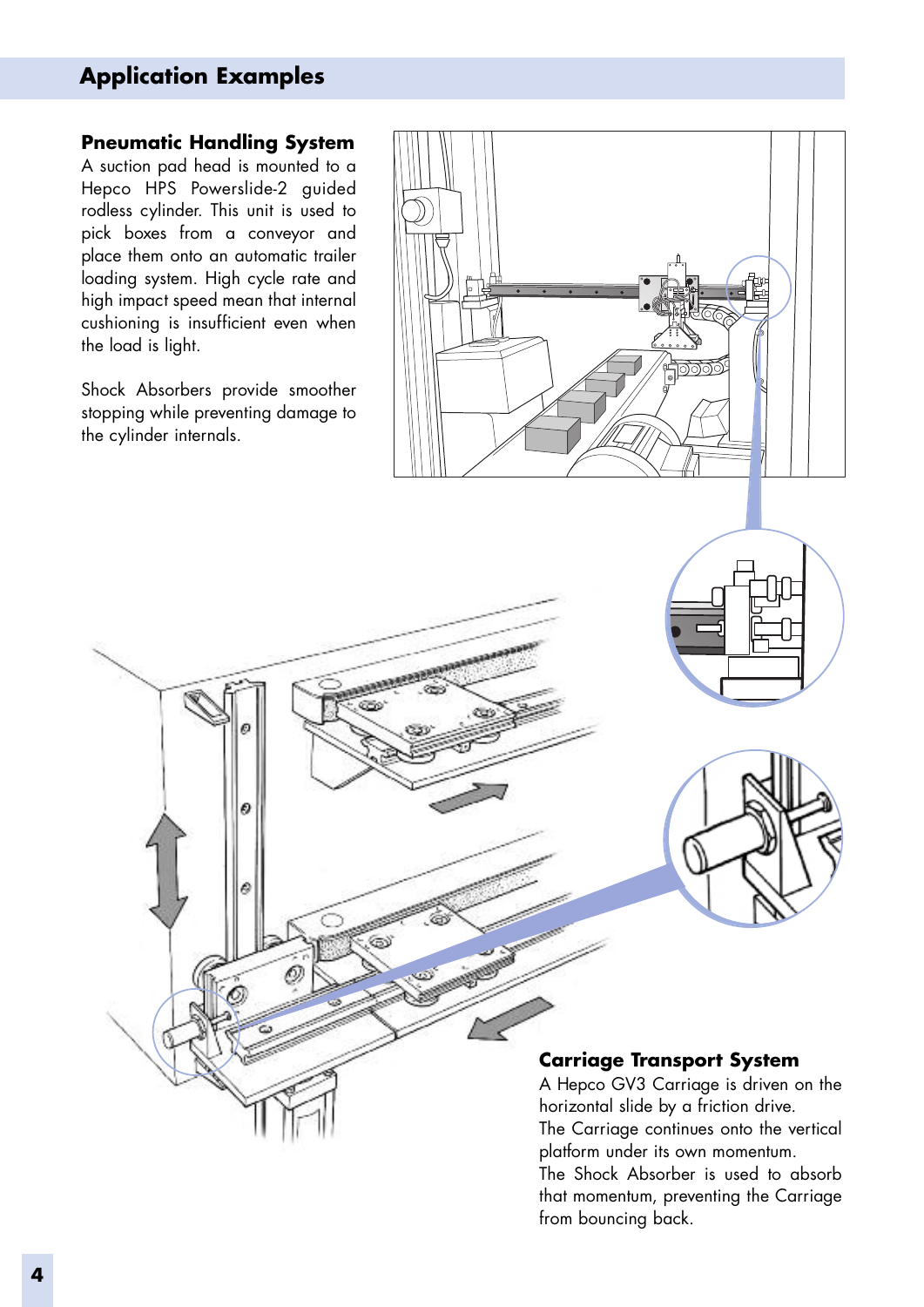# Application Examples

## Pneumatic Handling System

A suction pad head is mounted to a Hepco HPS Powerslide-2 guided rodless cylinder. This unit is used to pick boxes from a conveyor and place them onto an automatic trailer loading system. High cycle rate and high impact speed mean that internal cushioning is insufficient even when the load is light.

Shock Absorbers provide smoother stopping while preventing damage to the cylinder internals.

## Carriage Transport System

A Hepco GV3 Carriage is driven on the horizontal slide by a friction drive.
The Carriage continues onto the vertical platform under its own momentum.
The Shock Absorber is used to absorb that momentum, preventing the Carriage from bouncing back.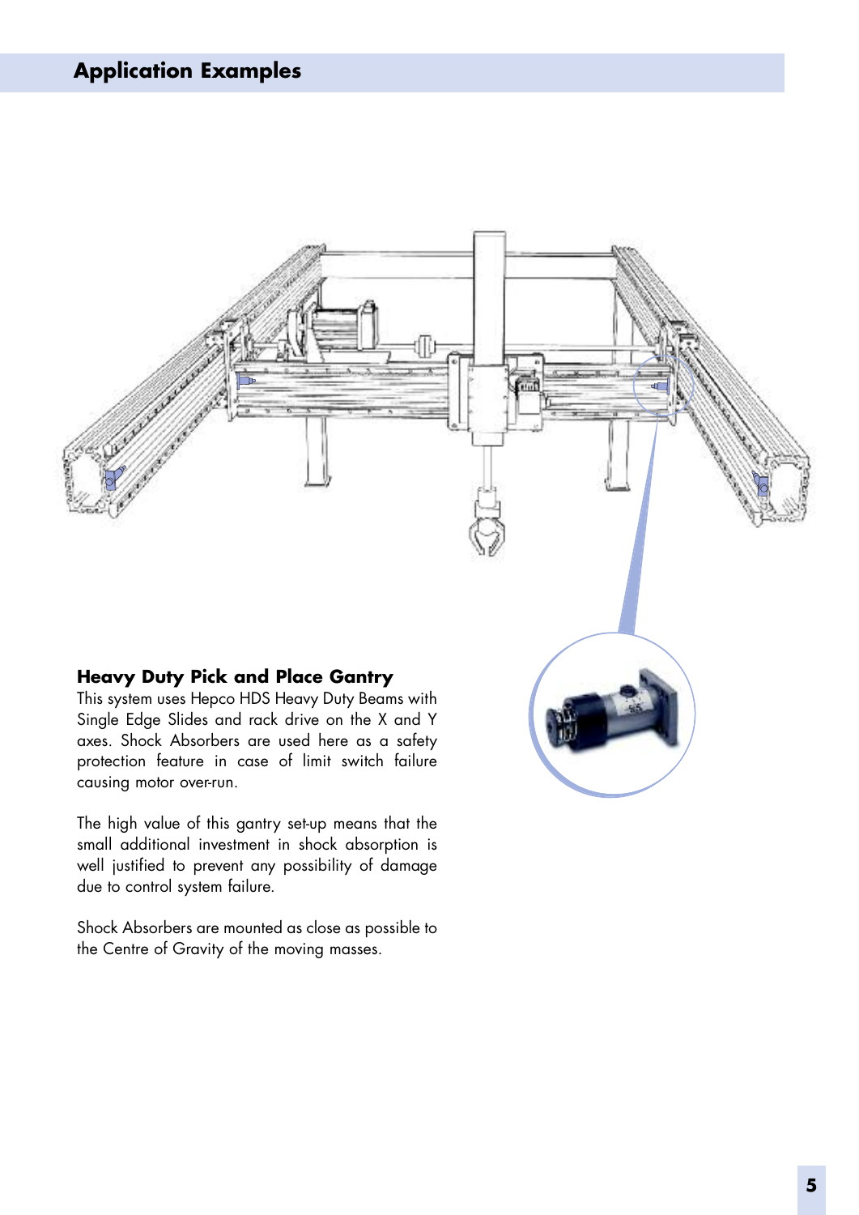# Application Examples

### Heavy Duty Pick and Place Gantry

This system uses Hepco HDS Heavy Duty Beams with Single Edge Slides and rack drive on the X and Y axes. Shock Absorbers are used here as a safety protection feature in case of limit switch failure causing motor over-run.

The high value of this gantry set-up means that the small additional investment in shock absorption is well justified to prevent any possibility of damage due to control system failure.

Shock Absorbers are mounted as close as possible to the Centre of Gravity of the moving masses.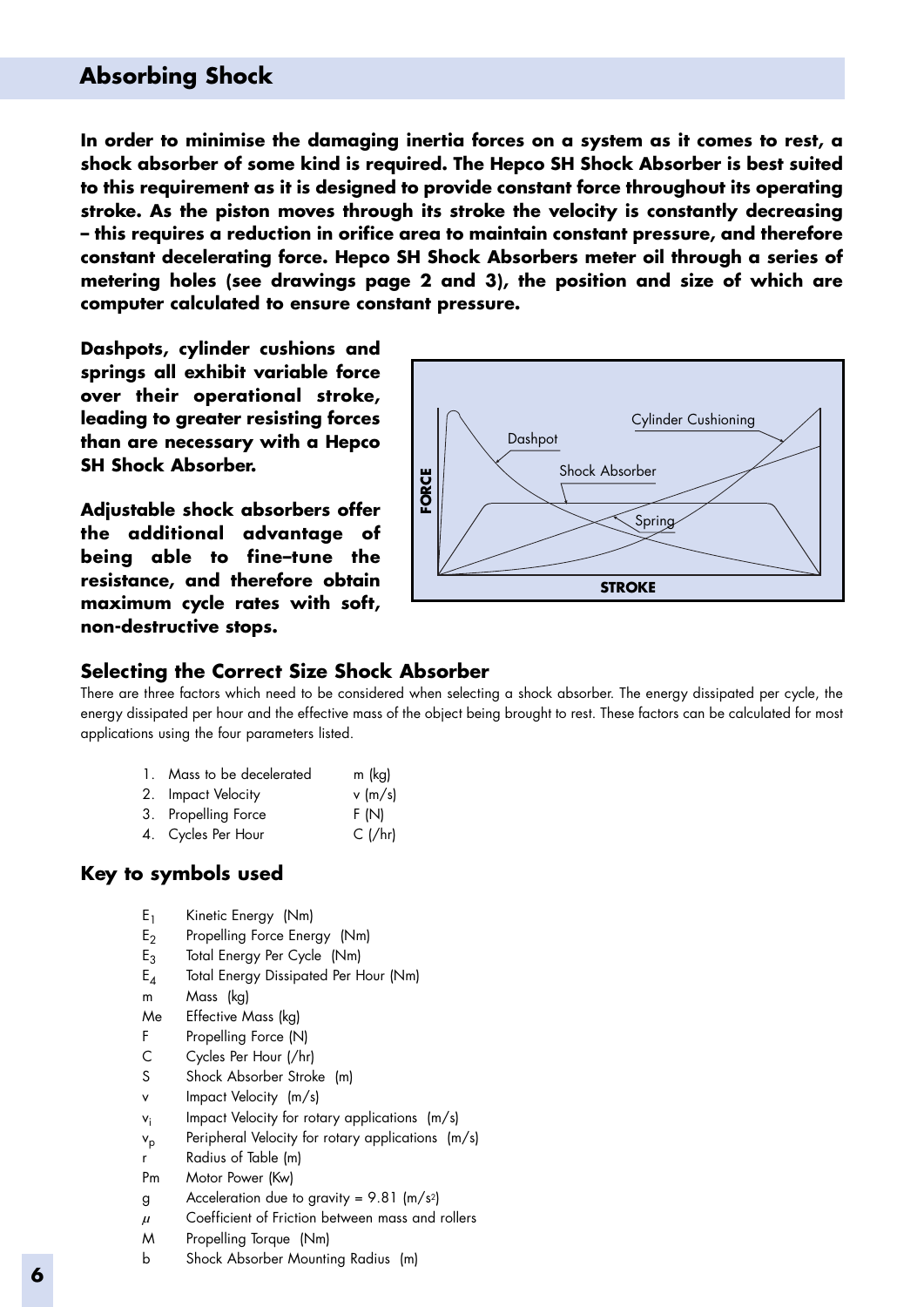## Absorbing Shock

**In order to minimise the damaging inertia forces on a system as it comes to rest, a shock absorber of some kind is required. The Hepco SH Shock Absorber is best suited to this requirement as it is designed to provide constant force throughout its operating stroke. As the piston moves through its stroke the velocity is constantly decreasing – this requires a reduction in orifice area to maintain constant pressure, and therefore constant decelerating force. Hepco SH Shock Absorbers meter oil through a series of metering holes (see drawings page 2 and 3), the position and size of which are computer calculated to ensure constant pressure.**

**Dashpots, cylinder cushions and springs all exhibit variable force over their operational stroke, leading to greater resisting forces than are necessary with a Hepco SH Shock Absorber.**

**Adjustable shock absorbers offer the additional advantage of being able to fine–tune the resistance, and therefore obtain maximum cycle rates with soft, non-destructive stops.**

### Selecting the Correct Size Shock Absorber

There are three factors which need to be considered when selecting a shock absorber. The energy dissipated per cycle, the energy dissipated per hour and the effective mass of the object being brought to rest. These factors can be calculated for most applications using the four parameters listed.

1. Mass to be decelerated — m (kg)
2. Impact Velocity — v (m/s)
3. Propelling Force — F (N)
4. Cycles Per Hour — C (/hr)

### Key to symbols used

| | |
|---|---|
| $E_1$ | Kinetic Energy (Nm) |
| $E_2$ | Propelling Force Energy (Nm) |
| $E_3$ | Total Energy Per Cycle (Nm) |
| $E_4$ | Total Energy Dissipated Per Hour (Nm) |
| m | Mass (kg) |
| Me | Effective Mass (kg) |
| F | Propelling Force (N) |
| C | Cycles Per Hour (/hr) |
| S | Shock Absorber Stroke (m) |
| v | Impact Velocity (m/s) |
| $v_i$ | Impact Velocity for rotary applications (m/s) |
| $v_p$ | Peripheral Velocity for rotary applications (m/s) |
| r | Radius of Table (m) |
| Pm | Motor Power (Kw) |
| g | Acceleration due to gravity = 9.81 ($m/s^2$) |
| $\mu$ | Coefficient of Friction between mass and rollers |
| M | Propelling Torque (Nm) |
| b | Shock Absorber Mounting Radius (m) |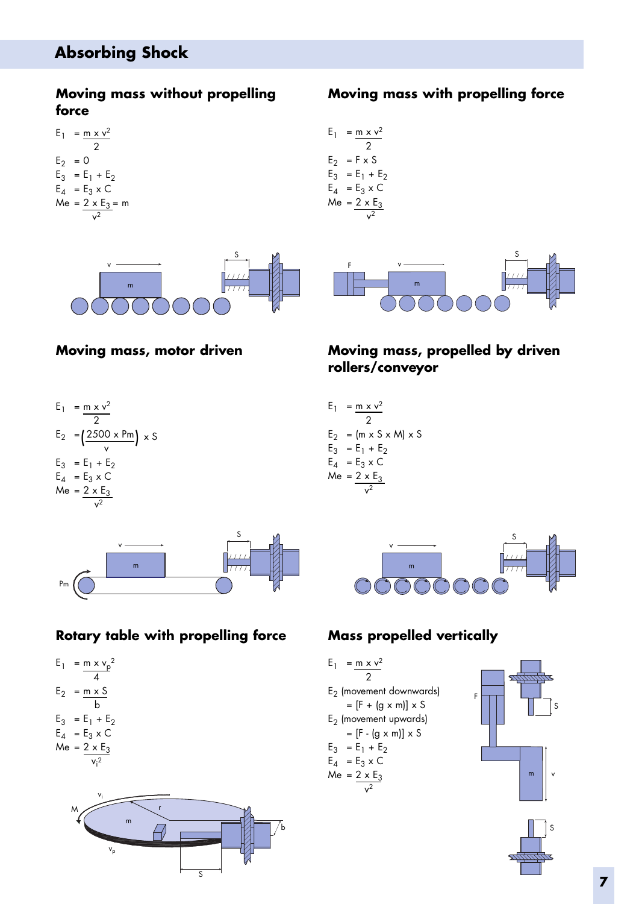# Absorbing Shock

## Moving mass without propelling force

$$E_1 = \frac{m \times v^2}{2}$$

$$E_2 = 0$$

$$E_3 = E_1 + E_2$$

$$E_4 = E_3 \times C$$

$$Me = \frac{2 \times E_3}{v^2} = m$$

## Moving mass with propelling force

$$E_1 = \frac{m \times v^2}{2}$$

$$E_2 = F \times S$$

$$E_3 = E_1 + E_2$$

$$E_4 = E_3 \times C$$

$$Me = \frac{2 \times E_3}{v^2}$$

## Moving mass, motor driven

$$E_1 = \frac{m \times v^2}{2}$$

$$E_2 = \left(\frac{2500 \times Pm}{v}\right) \times S$$

$$E_3 = E_1 + E_2$$

$$E_4 = E_3 \times C$$

$$Me = \frac{2 \times E_3}{v^2}$$

## Moving mass, propelled by driven rollers/conveyor

$$E_1 = \frac{m \times v^2}{2}$$

$$E_2 = (m \times S \times M) \times S$$

$$E_3 = E_1 + E_2$$

$$E_4 = E_3 \times C$$

$$Me = \frac{2 \times E_3}{v^2}$$

## Rotary table with propelling force

$$E_1 = \frac{m \times v_p^2}{4}$$

$$E_2 = \frac{m \times S}{b}$$

$$E_3 = E_1 + E_2$$

$$E_4 = E_3 \times C$$

$$Me = \frac{2 \times E_3}{v_i^2}$$

## Mass propelled vertically

$$E_1 = \frac{m \times v^2}{2}$$

$E_2$ (movement downwards)

$$= [F + (g \times m)] \times S$$

$E_2$ (movement upwards)

$$= [F - (g \times m)] \times S$$

$$E_3 = E_1 + E_2$$

$$E_4 = E_3 \times C$$

$$Me = \frac{2 \times E_3}{v^2}$$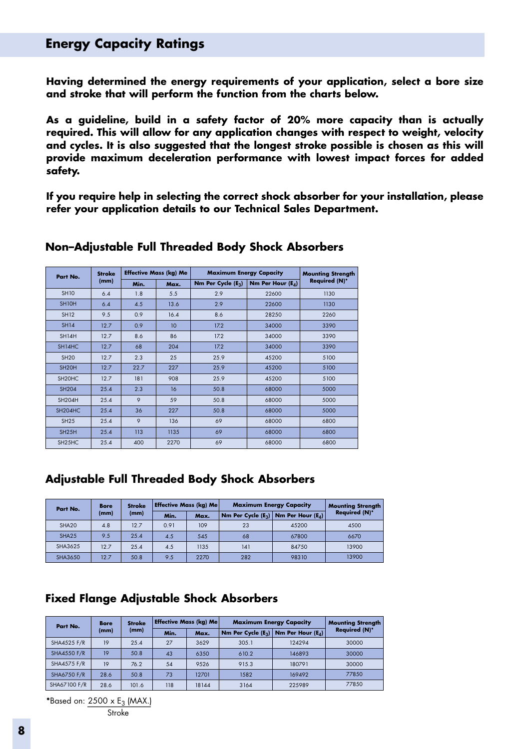## Energy Capacity Ratings

**Having determined the energy requirements of your application, select a bore size and stroke that will perform the function from the charts below.**

**As a guideline, build in a safety factor of 20% more capacity than is actually required. This will allow for any application changes with respect to weight, velocity and cycles. It is also suggested that the longest stroke possible is chosen as this will provide maximum deceleration performance with lowest impact forces for added safety.**

**If you require help in selecting the correct shock absorber for your installation, please refer your application details to our Technical Sales Department.**

### Non–Adjustable Full Threaded Body Shock Absorbers

| Part No. | Stroke (mm) | Effective Mass (kg) Me | | Maximum Energy Capacity | | Mounting Strength Required (N)* |
|---|---|---|---|---|---|---|
| | | Min. | Max. | Nm Per Cycle ($E_3$) | Nm Per Hour ($E_4$) | |
| SH10 | 6.4 | 1.8 | 5.5 | 2.9 | 22600 | 1130 |
| SH10H | 6.4 | 4.5 | 13.6 | 2.9 | 22600 | 1130 |
| SH12 | 9.5 | 0.9 | 16.4 | 8.6 | 28250 | 2260 |
| SH14 | 12.7 | 0.9 | 10 | 17.2 | 34000 | 3390 |
| SH14H | 12.7 | 8.6 | 86 | 17.2 | 34000 | 3390 |
| SH14HC | 12.7 | 68 | 204 | 17.2 | 34000 | 3390 |
| SH20 | 12.7 | 2.3 | 25 | 25.9 | 45200 | 5100 |
| SH20H | 12.7 | 22.7 | 227 | 25.9 | 45200 | 5100 |
| SH20HC | 12.7 | 181 | 908 | 25.9 | 45200 | 5100 |
| SH204 | 25.4 | 2.3 | 16 | 50.8 | 68000 | 5000 |
| SH204H | 25.4 | 9 | 59 | 50.8 | 68000 | 5000 |
| SH204HC | 25.4 | 36 | 227 | 50.8 | 68000 | 5000 |
| SH25 | 25.4 | 9 | 136 | 69 | 68000 | 6800 |
| SH25H | 25.4 | 113 | 1135 | 69 | 68000 | 6800 |
| SH25HC | 25.4 | 400 | 2270 | 69 | 68000 | 6800 |

### Adjustable Full Threaded Body Shock Absorbers

| Part No. | Bore (mm) | Stroke (mm) | Effective Mass (kg) Me | | Maximum Energy Capacity | | Mounting Strength Required (N)* |
|---|---|---|---|---|---|---|---|
| | | | Min. | Max. | Nm Per Cycle ($E_3$) | Nm Per Hour ($E_4$) | |
| SHA20 | 4.8 | 12.7 | 0.91 | 109 | 23 | 45200 | 4500 |
| SHA25 | 9.5 | 25.4 | 4.5 | 545 | 68 | 67800 | 6670 |
| SHA3625 | 12.7 | 25.4 | 4.5 | 1135 | 141 | 84750 | 13900 |
| SHA3650 | 12.7 | 50.8 | 9.5 | 2270 | 282 | 98310 | 13900 |

### Fixed Flange Adjustable Shock Absorbers

| Part No. | Bore (mm) | Stroke (mm) | Effective Mass (kg) Me | | Maximum Energy Capacity | | Mounting Strength Required (N)* |
|---|---|---|---|---|---|---|---|
| | | | Min. | Max. | Nm Per Cycle ($E_3$) | Nm Per Hour ($E_4$) | |
| SHA4525 F/R | 19 | 25.4 | 27 | 3629 | 305.1 | 124294 | 30000 |
| SHA4550 F/R | 19 | 50.8 | 43 | 6350 | 610.2 | 146893 | 30000 |
| SHA4575 F/R | 19 | 76.2 | 54 | 9526 | 915.3 | 180791 | 30000 |
| SHA6750 F/R | 28.6 | 50.8 | 73 | 12701 | 1582 | 169492 | 77850 |
| SHA67100 F/R | 28.6 | 101.6 | 118 | 18144 | 3164 | 225989 | 77850 |

*Based on: $\frac{2500 \times E_3 \text{ (MAX.)}}{\text{Stroke}}$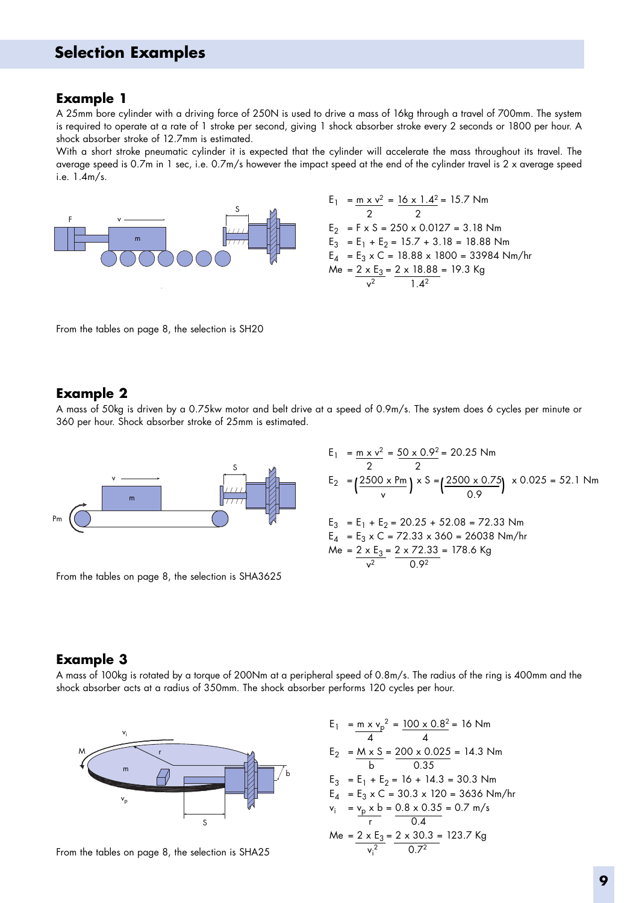# Selection Examples

## Example 1

A 25mm bore cylinder with a driving force of 250N is used to drive a mass of 16kg through a travel of 700mm. The system is required to operate at a rate of 1 stroke per second, giving 1 shock absorber stroke every 2 seconds or 1800 per hour. A shock absorber stroke of 12.7mm is estimated.

With a short stroke pneumatic cylinder it is expected that the cylinder will accelerate the mass throughout its travel. The average speed is 0.7m in 1 sec, i.e. 0.7m/s however the impact speed at the end of the cylinder travel is 2 x average speed i.e. 1.4m/s.

$$E_1 = \frac{m \times v^2}{2} = \frac{16 \times 1.4^2}{2} = 15.7 \text{ Nm}$$

$$E_2 = F \times S = 250 \times 0.0127 = 3.18 \text{ Nm}$$

$$E_3 = E_1 + E_2 = 15.7 + 3.18 = 18.88 \text{ Nm}$$

$$E_4 = E_3 \times C = 18.88 \times 1800 = 33984 \text{ Nm/hr}$$

$$Me = \frac{2 \times E_3}{v^2} = \frac{2 \times 18.88}{1.4^2} = 19.3 \text{ Kg}$$

From the tables on page 8, the selection is SH20

## Example 2

A mass of 50kg is driven by a 0.75kw motor and belt drive at a speed of 0.9m/s. The system does 6 cycles per minute or 360 per hour. Shock absorber stroke of 25mm is estimated.

$$E_1 = \frac{m \times v^2}{2} = \frac{50 \times 0.9^2}{2} = 20.25 \text{ Nm}$$

$$E_2 = \left(\frac{2500 \times Pm}{v}\right) \times S = \left(\frac{2500 \times 0.75}{0.9}\right) \times 0.025 = 52.1 \text{ Nm}$$

$$E_3 = E_1 + E_2 = 20.25 + 52.08 = 72.33 \text{ Nm}$$

$$E_4 = E_3 \times C = 72.33 \times 360 = 26038 \text{ Nm/hr}$$

$$Me = \frac{2 \times E_3}{v^2} = \frac{2 \times 72.33}{0.9^2} = 178.6 \text{ Kg}$$

From the tables on page 8, the selection is SHA3625

## Example 3

A mass of 100kg is rotated by a torque of 200Nm at a peripheral speed of 0.8m/s. The radius of the ring is 400mm and the shock absorber acts at a radius of 350mm. The shock absorber performs 120 cycles per hour.

$$E_1 = \frac{m \times v_p^2}{4} = \frac{100 \times 0.8^2}{4} = 16 \text{ Nm}$$

$$E_2 = \frac{M \times S}{b} = \frac{200 \times 0.025}{0.35} = 14.3 \text{ Nm}$$

$$E_3 = E_1 + E_2 = 16 + 14.3 = 30.3 \text{ Nm}$$

$$E_4 = E_3 \times C = 30.3 \times 120 = 3636 \text{ Nm/hr}$$

$$v_i = \frac{v_p \times b}{r} = \frac{0.8 \times 0.35}{0.4} = 0.7 \text{ m/s}$$

$$Me = \frac{2 \times E_3}{v_i^2} = \frac{2 \times 30.3}{0.7^2} = 123.7 \text{ Kg}$$

From the tables on page 8, the selection is SHA25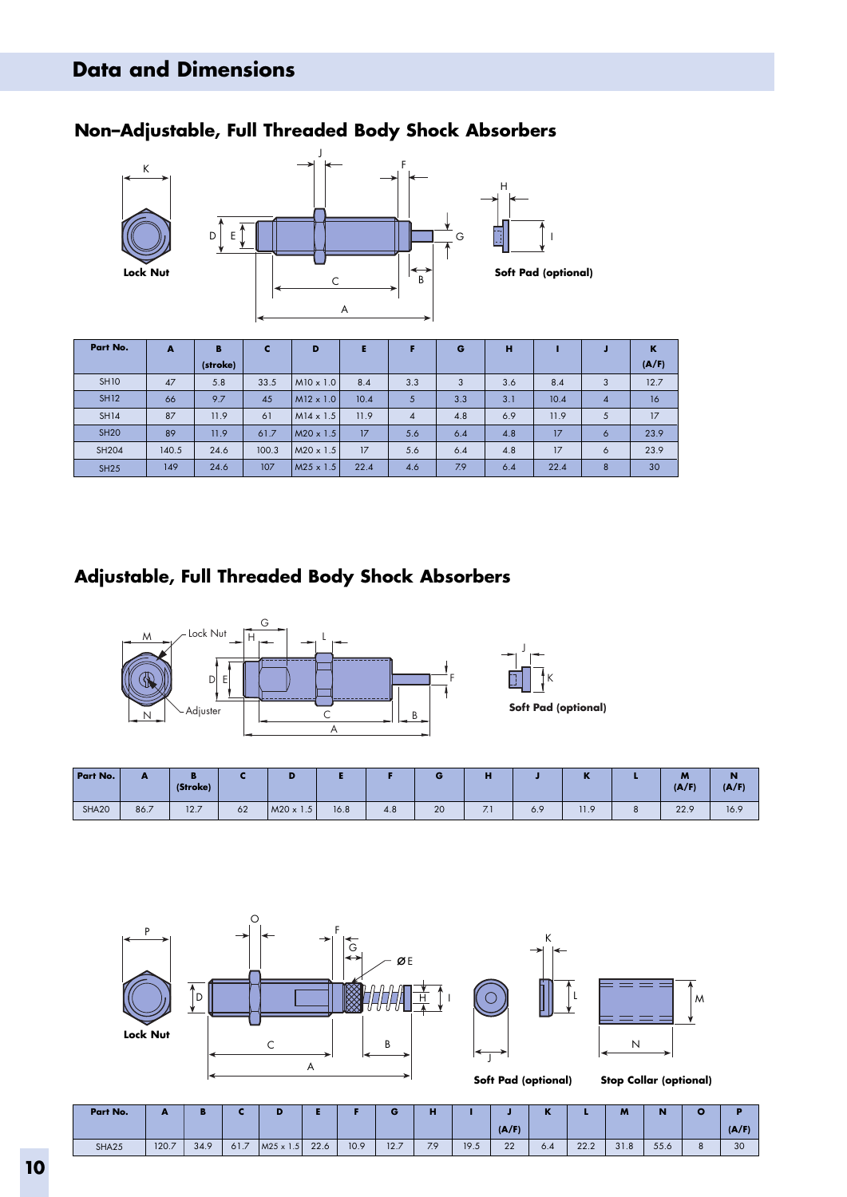# Data and Dimensions

## Non-Adjustable, Full Threaded Body Shock Absorbers

Lock Nut

Soft Pad (optional)

| Part No. | A | B (stroke) | C | D | E | F | G | H | I | J | K (A/F) |
|---|---|---|---|---|---|---|---|---|---|---|---|
| SH10 | 47 | 5.8 | 33.5 | M10 x 1.0 | 8.4 | 3.3 | 3 | 3.6 | 8.4 | 3 | 12.7 |
| SH12 | 66 | 9.7 | 45 | M12 x 1.0 | 10.4 | 5 | 3.3 | 3.1 | 10.4 | 4 | 16 |
| SH14 | 87 | 11.9 | 61 | M14 x 1.5 | 11.9 | 4 | 4.8 | 6.9 | 11.9 | 5 | 17 |
| SH20 | 89 | 11.9 | 61.7 | M20 x 1.5 | 17 | 5.6 | 6.4 | 4.8 | 17 | 6 | 23.9 |
| SH204 | 140.5 | 24.6 | 100.3 | M20 x 1.5 | 17 | 5.6 | 6.4 | 4.8 | 17 | 6 | 23.9 |
| SH25 | 149 | 24.6 | 107 | M25 x 1.5 | 22.4 | 4.6 | 7.9 | 6.4 | 22.4 | 8 | 30 |

## Adjustable, Full Threaded Body Shock Absorbers

Lock Nut

Adjuster

Soft Pad (optional)

| Part No. | A | B (Stroke) | C | D | E | F | G | H | J | K | L | M (A/F) | N (A/F) |
|---|---|---|---|---|---|---|---|---|---|---|---|---|---|
| SHA20 | 86.7 | 12.7 | 62 | M20 x 1.5 | 16.8 | 4.8 | 20 | 7.1 | 6.9 | 11.9 | 8 | 22.9 | 16.9 |

Lock Nut

Soft Pad (optional)

Stop Collar (optional)

| Part No. | A | B | C | D | E | F | G | H | I | J (A/F) | K | L | M | N | O | P (A/F) |
|---|---|---|---|---|---|---|---|---|---|---|---|---|---|---|---|---|
| SHA25 | 120.7 | 34.9 | 61.7 | M25 x 1.5 | 22.6 | 10.9 | 12.7 | 7.9 | 19.5 | 22 | 6.4 | 22.2 | 31.8 | 55.6 | 8 | 30 |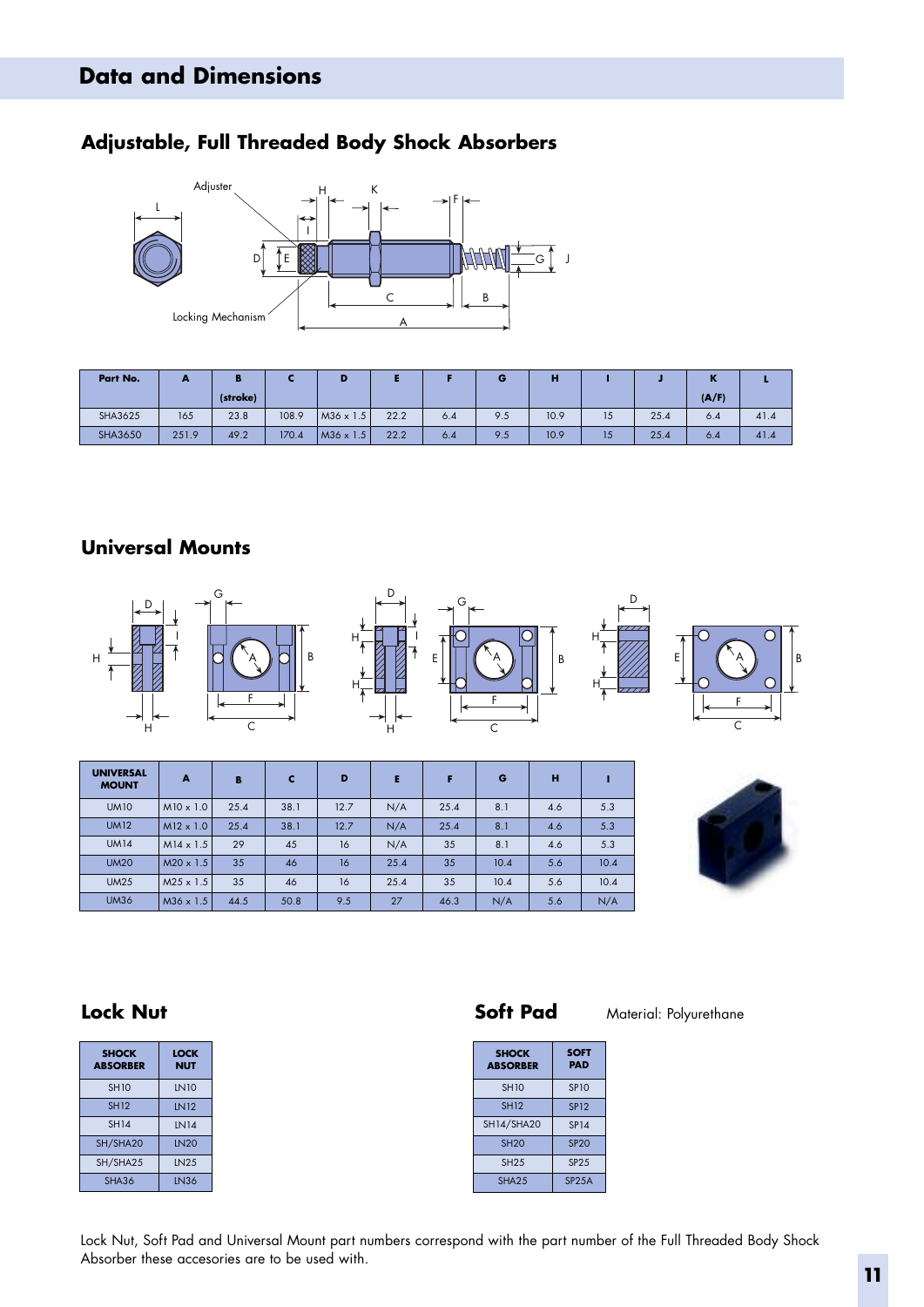# Data and Dimensions

## Adjustable, Full Threaded Body Shock Absorbers

| Part No. | A | B (stroke) | C | D | E | F | G | H | I | J | K (A/F) | L |
|---|---|---|---|---|---|---|---|---|---|---|---|---|
| SHA3625 | 165 | 23.8 | 108.9 | M36 x 1.5 | 22.2 | 6.4 | 9.5 | 10.9 | 15 | 25.4 | 6.4 | 41.4 |
| SHA3650 | 251.9 | 49.2 | 170.4 | M36 x 1.5 | 22.2 | 6.4 | 9.5 | 10.9 | 15 | 25.4 | 6.4 | 41.4 |

## Universal Mounts

| UNIVERSAL MOUNT | A | B | C | D | E | F | G | H | I |
|---|---|---|---|---|---|---|---|---|---|
| UM10 | M10 x 1.0 | 25.4 | 38.1 | 12.7 | N/A | 25.4 | 8.1 | 4.6 | 5.3 |
| UM12 | M12 x 1.0 | 25.4 | 38.1 | 12.7 | N/A | 25.4 | 8.1 | 4.6 | 5.3 |
| UM14 | M14 x 1.5 | 29 | 45 | 16 | N/A | 35 | 8.1 | 4.6 | 5.3 |
| UM20 | M20 x 1.5 | 35 | 46 | 16 | 25.4 | 35 | 10.4 | 5.6 | 10.4 |
| UM25 | M25 x 1.5 | 35 | 46 | 16 | 25.4 | 35 | 10.4 | 5.6 | 10.4 |
| UM36 | M36 x 1.5 | 44.5 | 50.8 | 9.5 | 27 | 46.3 | N/A | 5.6 | N/A |

## Lock Nut

| SHOCK ABSORBER | LOCK NUT |
|---|---|
| SH10 | LN10 |
| SH12 | LN12 |
| SH14 | LN14 |
| SH/SHA20 | LN20 |
| SH/SHA25 | LN25 |
| SHA36 | LN36 |

## Soft Pad

Material: Polyurethane

| SHOCK ABSORBER | SOFT PAD |
|---|---|
| SH10 | SP10 |
| SH12 | SP12 |
| SH14/SHA20 | SP14 |
| SH20 | SP20 |
| SH25 | SP25 |
| SHA25 | SP25A |

Lock Nut, Soft Pad and Universal Mount part numbers correspond with the part number of the Full Threaded Body Shock Absorber these accesories are to be used with.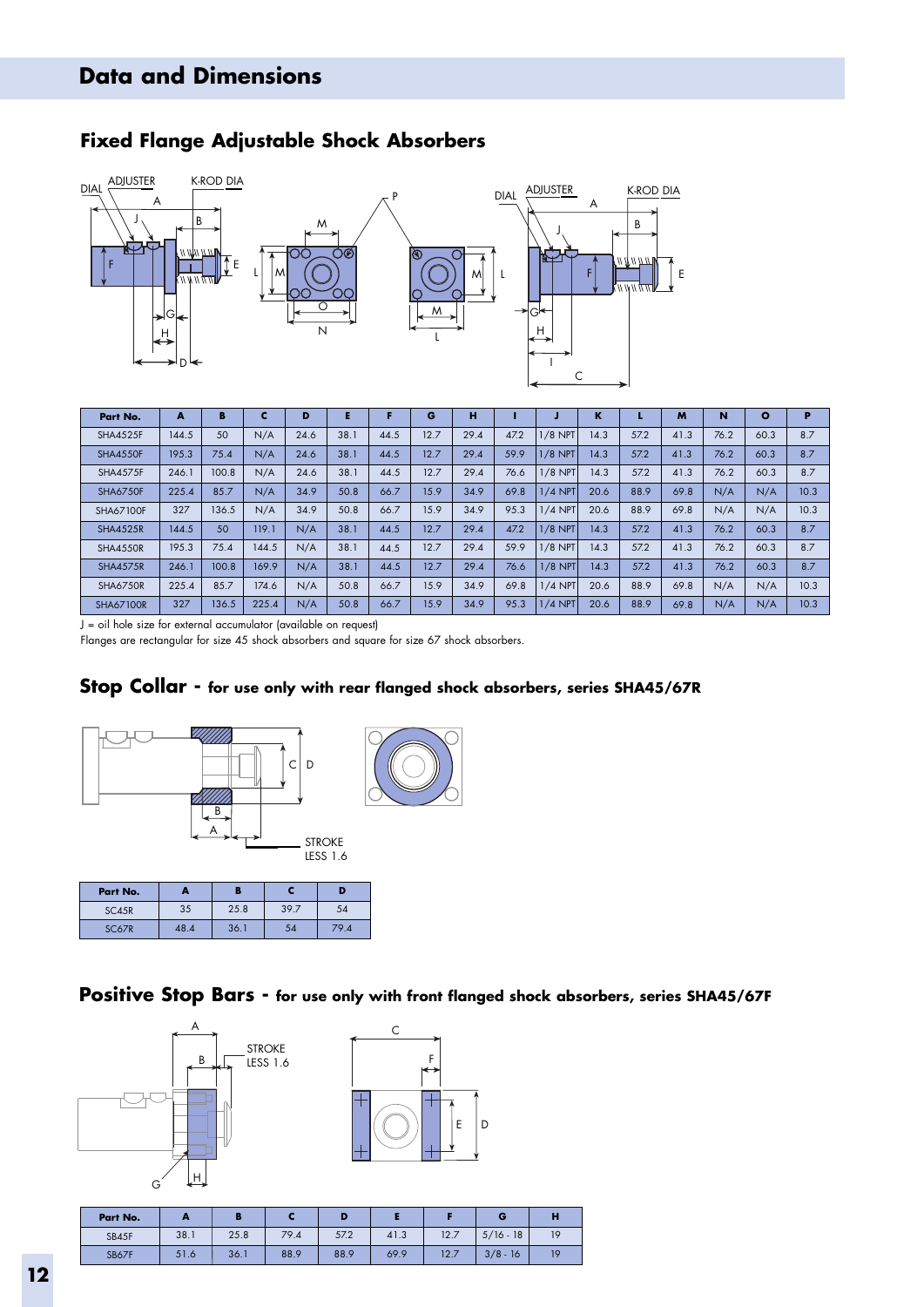# Data and Dimensions

## Fixed Flange Adjustable Shock Absorbers

| Part No. | A | B | C | D | E | F | G | H | I | J | K | L | M | N | O | P |
|---|---|---|---|---|---|---|---|---|---|---|---|---|---|---|---|---|
| SHA4525F | 144.5 | 50 | N/A | 24.6 | 38.1 | 44.5 | 12.7 | 29.4 | 47.2 | 1/8 NPT | 14.3 | 57.2 | 41.3 | 76.2 | 60.3 | 8.7 |
| SHA4550F | 195.3 | 75.4 | N/A | 24.6 | 38.1 | 44.5 | 12.7 | 29.4 | 59.9 | 1/8 NPT | 14.3 | 57.2 | 41.3 | 76.2 | 60.3 | 8.7 |
| SHA4575F | 246.1 | 100.8 | N/A | 24.6 | 38.1 | 44.5 | 12.7 | 29.4 | 76.6 | 1/8 NPT | 14.3 | 57.2 | 41.3 | 76.2 | 60.3 | 8.7 |
| SHA6750F | 225.4 | 85.7 | N/A | 34.9 | 50.8 | 66.7 | 15.9 | 34.9 | 69.8 | 1/4 NPT | 20.6 | 88.9 | 69.8 | N/A | N/A | 10.3 |
| SHA67100F | 327 | 136.5 | N/A | 34.9 | 50.8 | 66.7 | 15.9 | 34.9 | 95.3 | 1/4 NPT | 20.6 | 88.9 | 69.8 | N/A | N/A | 10.3 |
| SHA4525R | 144.5 | 50 | 119.1 | N/A | 38.1 | 44.5 | 12.7 | 29.4 | 47.2 | 1/8 NPT | 14.3 | 57.2 | 41.3 | 76.2 | 60.3 | 8.7 |
| SHA4550R | 195.3 | 75.4 | 144.5 | N/A | 38.1 | 44.5 | 12.7 | 29.4 | 59.9 | 1/8 NPT | 14.3 | 57.2 | 41.3 | 76.2 | 60.3 | 8.7 |
| SHA4575R | 246.1 | 100.8 | 169.9 | N/A | 38.1 | 44.5 | 12.7 | 29.4 | 76.6 | 1/8 NPT | 14.3 | 57.2 | 41.3 | 76.2 | 60.3 | 8.7 |
| SHA6750R | 225.4 | 85.7 | 174.6 | N/A | 50.8 | 66.7 | 15.9 | 34.9 | 69.8 | 1/4 NPT | 20.6 | 88.9 | 69.8 | N/A | N/A | 10.3 |
| SHA67100R | 327 | 136.5 | 225.4 | N/A | 50.8 | 66.7 | 15.9 | 34.9 | 95.3 | 1/4 NPT | 20.6 | 88.9 | 69.8 | N/A | N/A | 10.3 |

J = oil hole size for external accumulator (available on request)

Flanges are rectangular for size 45 shock absorbers and square for size 67 shock absorbers.

## Stop Collar - for use only with rear flanged shock absorbers, series SHA45/67R

STROKE LESS 1.6

| Part No. | A | B | C | D |
|---|---|---|---|---|
| SC45R | 35 | 25.8 | 39.7 | 54 |
| SC67R | 48.4 | 36.1 | 54 | 79.4 |

## Positive Stop Bars - for use only with front flanged shock absorbers, series SHA45/67F

STROKE LESS 1.6

| Part No. | A | B | C | D | E | F | G | H |
|---|---|---|---|---|---|---|---|---|
| SB45F | 38.1 | 25.8 | 79.4 | 57.2 | 41.3 | 12.7 | 5/16 - 18 | 19 |
| SB67F | 51.6 | 36.1 | 88.9 | 88.9 | 69.9 | 12.7 | 3/8 - 16 | 19 |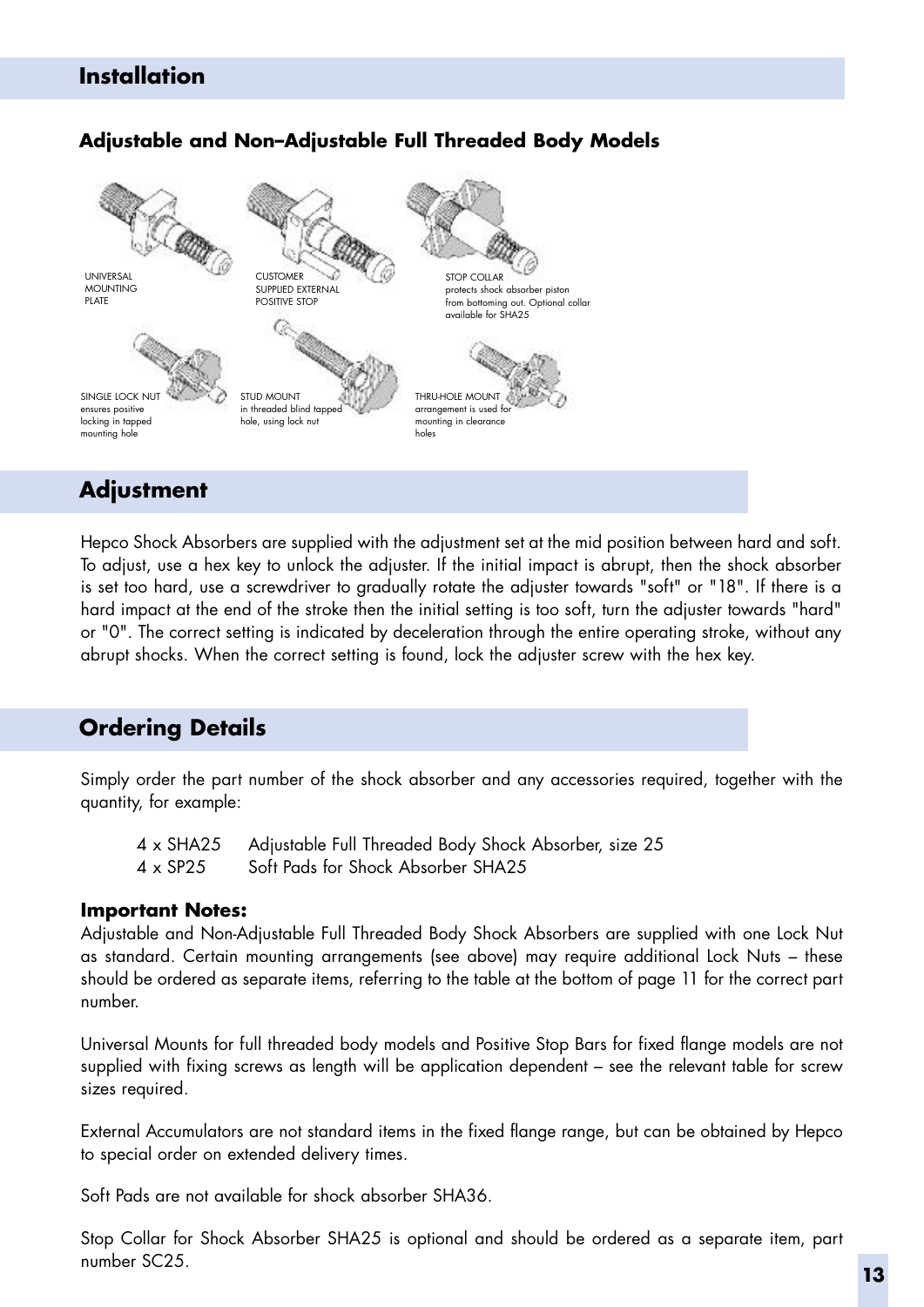## Installation

### Adjustable and Non–Adjustable Full Threaded Body Models

UNIVERSAL MOUNTING PLATE

CUSTOMER SUPPLIED EXTERNAL POSITIVE STOP

STOP COLLAR protects shock absorber piston from bottoming out. Optional collar available for SHA25

SINGLE LOCK NUT ensures positive locking in tapped mounting hole

STUD MOUNT in threaded blind tapped hole, using lock nut

THRU-HOLE MOUNT arrangement is used for mounting in clearance holes

## Adjustment

Hepco Shock Absorbers are supplied with the adjustment set at the mid position between hard and soft. To adjust, use a hex key to unlock the adjuster. If the initial impact is abrupt, then the shock absorber is set too hard, use a screwdriver to gradually rotate the adjuster towards "soft" or "18". If there is a hard impact at the end of the stroke then the initial setting is too soft, turn the adjuster towards "hard" or "0". The correct setting is indicated by deceleration through the entire operating stroke, without any abrupt shocks. When the correct setting is found, lock the adjuster screw with the hex key.

## Ordering Details

Simply order the part number of the shock absorber and any accessories required, together with the quantity, for example:

4 x SHA25 Adjustable Full Threaded Body Shock Absorber, size 25
4 x SP25 Soft Pads for Shock Absorber SHA25

**Important Notes:**
Adjustable and Non-Adjustable Full Threaded Body Shock Absorbers are supplied with one Lock Nut as standard. Certain mounting arrangements (see above) may require additional Lock Nuts – these should be ordered as separate items, referring to the table at the bottom of page 11 for the correct part number.

Universal Mounts for full threaded body models and Positive Stop Bars for fixed flange models are not supplied with fixing screws as length will be application dependent – see the relevant table for screw sizes required.

External Accumulators are not standard items in the fixed flange range, but can be obtained by Hepco to special order on extended delivery times.

Soft Pads are not available for shock absorber SHA36.

Stop Collar for Shock Absorber SHA25 is optional and should be ordered as a separate item, part number SC25.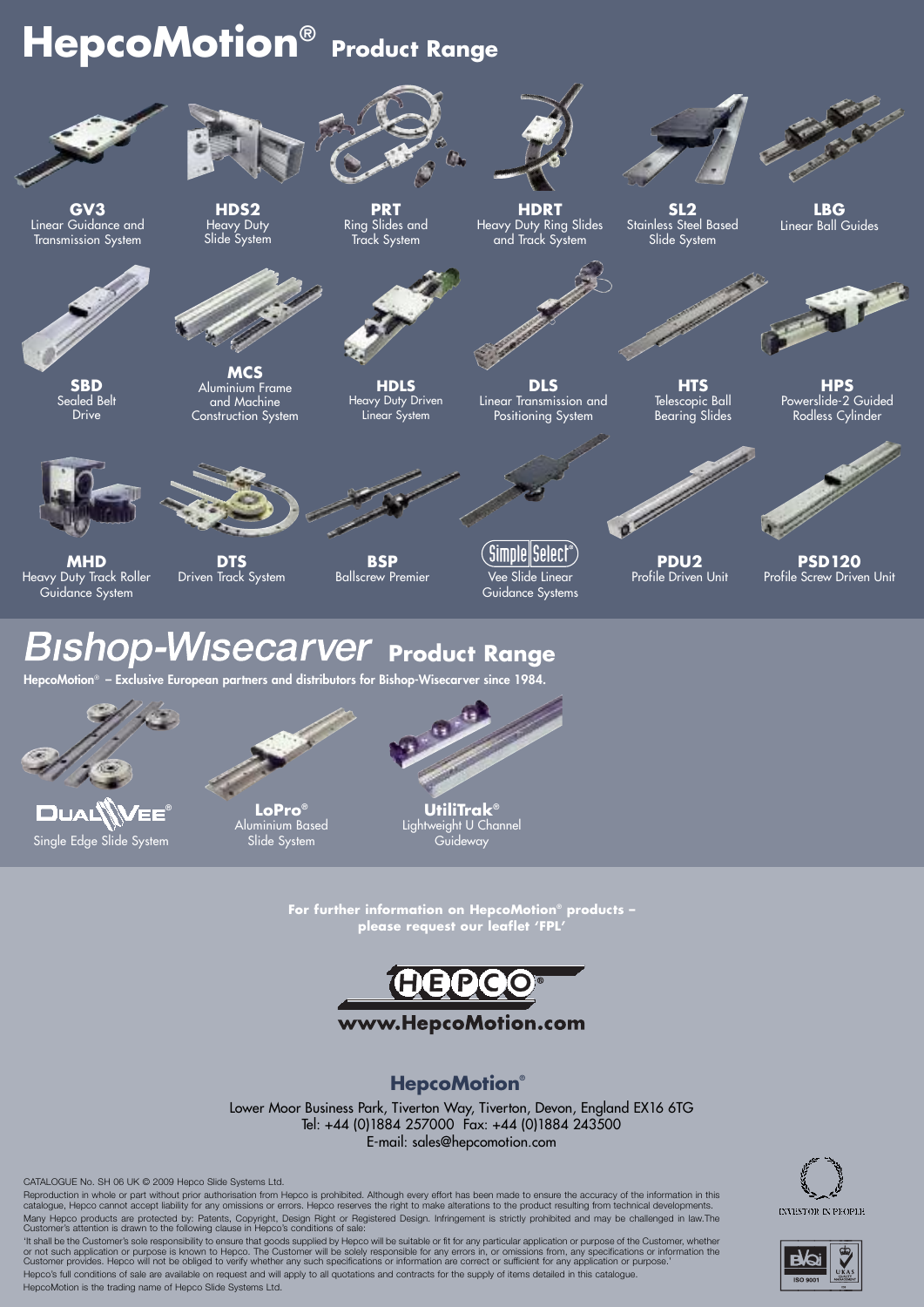# HepcoMotion® Product Range

**GV3**
Linear Guidance and Transmission System

**HDS2**
Heavy Duty Slide System

**PRT**
Ring Slides and Track System

**HDRT**
Heavy Duty Ring Slides and Track System

**SL2**
Stainless Steel Based Slide System

**LBG**
Linear Ball Guides

**SBD**
Sealed Belt Drive

**MCS**
Aluminium Frame and Machine Construction System

**HDLS**
Heavy Duty Driven Linear System

**DLS**
Linear Transmission and Positioning System

**HTS**
Telescopic Ball Bearing Slides

**HPS**
Powerslide-2 Guided Rodless Cylinder

**MHD**
Heavy Duty Track Roller Guidance System

**DTS**
Driven Track System

**BSP**
Ballscrew Premier

**Simple Select®**
Vee Slide Linear Guidance Systems

**PDU2**
Profile Driven Unit

**PSD120**
Profile Screw Driven Unit

# Bishop-Wisecarver Product Range

**HepcoMotion® – Exclusive European partners and distributors for Bishop-Wisecarver since 1984.**

**DualVee®**
Single Edge Slide System

**LoPro®**
Aluminium Based Slide System

**UtiliTrak®**
Lightweight U Channel Guideway

**For further information on HepcoMotion® products – please request our leaflet 'FPL'**

HEPCO®

**www.HepcoMotion.com**

## HepcoMotion®

Lower Moor Business Park, Tiverton Way, Tiverton, Devon, England EX16 6TG
Tel: +44 (0)1884 257000 Fax: +44 (0)1884 243500
E-mail: sales@hepcomotion.com

CATALOGUE No. SH 06 UK © 2009 Hepco Slide Systems Ltd.

Reproduction in whole or part without prior authorisation from Hepco is prohibited. Although every effort has been made to ensure the accuracy of the information in this catalogue, Hepco cannot accept liability for any omissions or errors. Hepco reserves the right to make alterations to the product resulting from technical developments.

Many Hepco products are protected by: Patents, Copyright, Design Right or Registered Design. Infringement is strictly prohibited and may be challenged in law.The Customer's attention is drawn to the following clause in Hepco's conditions of sale:

'It shall be the Customer's sole responsibility to ensure that goods supplied by Hepco will be suitable or fit for any particular application or purpose of the Customer, whether or not such application or purpose is known to Hepco. The Customer will be solely responsible for any errors in, or omissions from, any specifications or information the Customer provides. Hepco will not be obliged to verify whether any such specifications or information are correct or sufficient for any application or purpose.'

Hepco's full conditions of sale are available on request and will apply to all quotations and contracts for the supply of items detailed in this catalogue.

HepcoMotion is the trading name of Hepco Slide Systems Ltd.

INVESTOR IN PEOPLE

ISO 9001